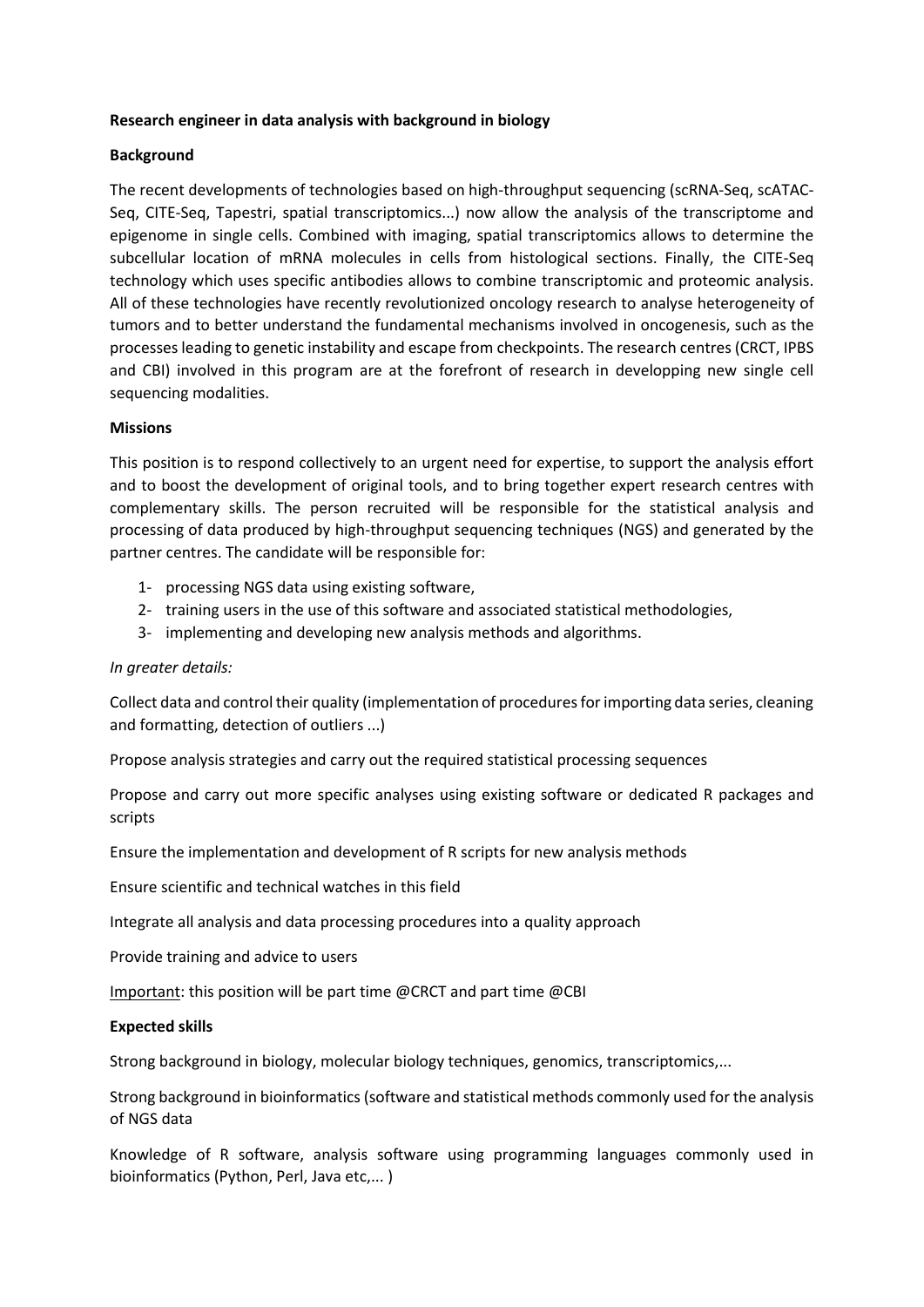**Research engineer in data analysis with background in biology**

**Background**

The recent developments of technologies based on high-throughput sequencing (scRNA-Seq, scATAC-Seq, CITE-Seq, Tapestri, spatial transcriptomics...) now allow the analysis of the transcriptome and epigenome in single cells. Combined with imaging, spatial transcriptomics allows to determine the subcellular location of mRNA molecules in cells from histological sections. Finally, the CITE-Seq technology which uses specific antibodies allows to combine transcriptomic and proteomic analysis. All of these technologies have recently revolutionized oncology research to analyse heterogeneity of tumors and to better understand the fundamental mechanisms involved in oncogenesis, such as the processes leading to genetic instability and escape from checkpoints. The research centres (CRCT, IPBS and CBI) involved in this program are at the forefront of research in developping new single cell sequencing modalities.

**Missions**

This position is to respond collectively to an urgent need for expertise, to support the analysis effort and to boost the development of original tools, and to bring together expert research centres with complementary skills. The person recruited will be responsible for the statistical analysis and processing of data produced by high-throughput sequencing techniques (NGS) and generated by the partner centres. The candidate will be responsible for:

1- processing NGS data using existing software,
2- training users in the use of this software and associated statistical methodologies,
3- implementing and developing new analysis methods and algorithms.

*In greater details:*

Collect data and control their quality (implementation of procedures for importing data series, cleaning and formatting, detection of outliers ...)

Propose analysis strategies and carry out the required statistical processing sequences

Propose and carry out more specific analyses using existing software or dedicated R packages and scripts

Ensure the implementation and development of R scripts for new analysis methods

Ensure scientific and technical watches in this field

Integrate all analysis and data processing procedures into a quality approach

Provide training and advice to users

Important: this position will be part time @CRCT and part time @CBI

**Expected skills**

Strong background in biology, molecular biology techniques, genomics, transcriptomics,...

Strong background in bioinformatics (software and statistical methods commonly used for the analysis of NGS data

Knowledge of R software, analysis software using programming languages commonly used in bioinformatics (Python, Perl, Java etc,... )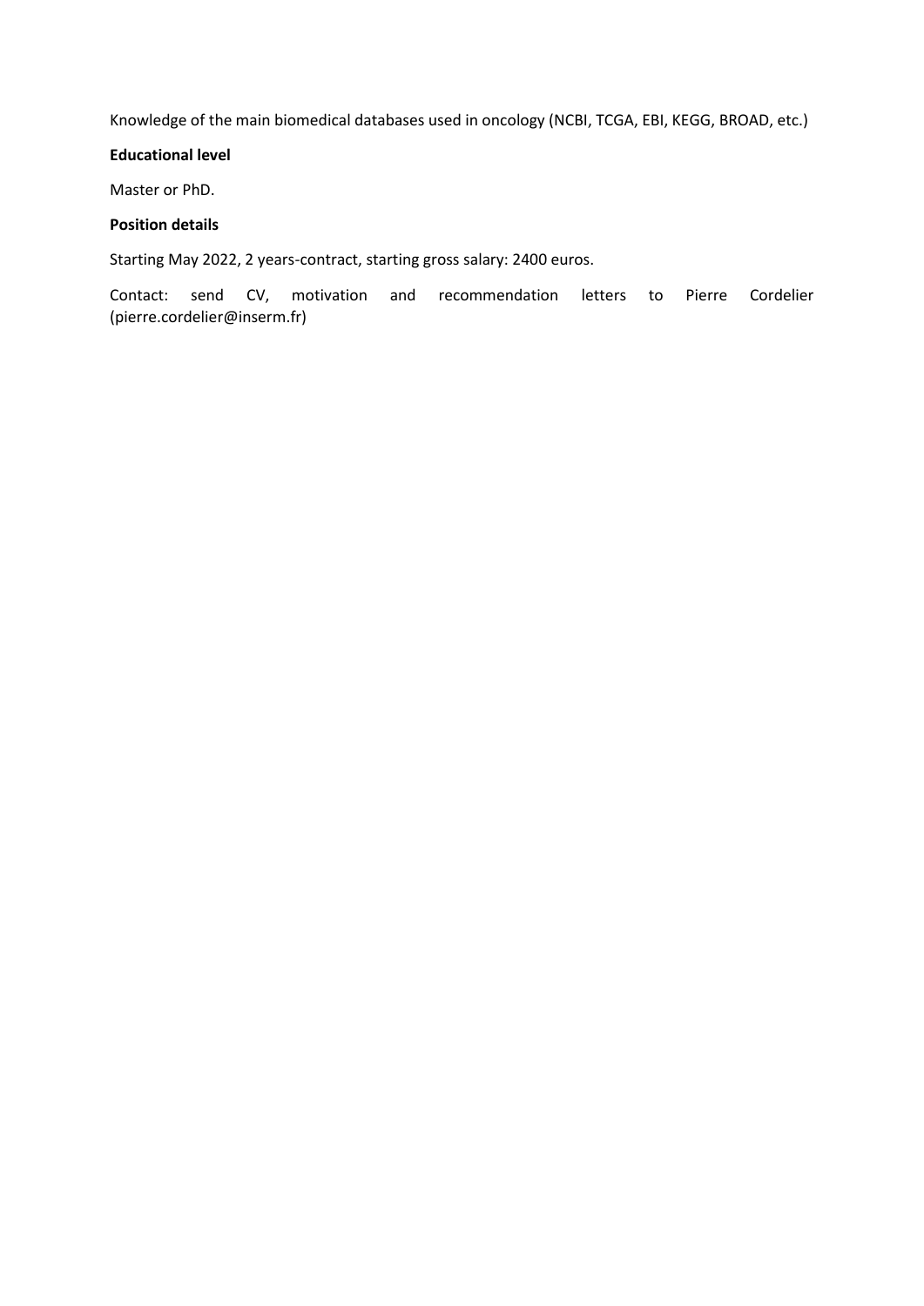Knowledge of the main biomedical databases used in oncology (NCBI, TCGA, EBI, KEGG, BROAD, etc.)

**Educational level**

Master or PhD.

**Position details**

Starting May 2022, 2 years-contract, starting gross salary: 2400 euros.

Contact: send CV, motivation and recommendation letters to Pierre Cordelier (pierre.cordelier@inserm.fr)